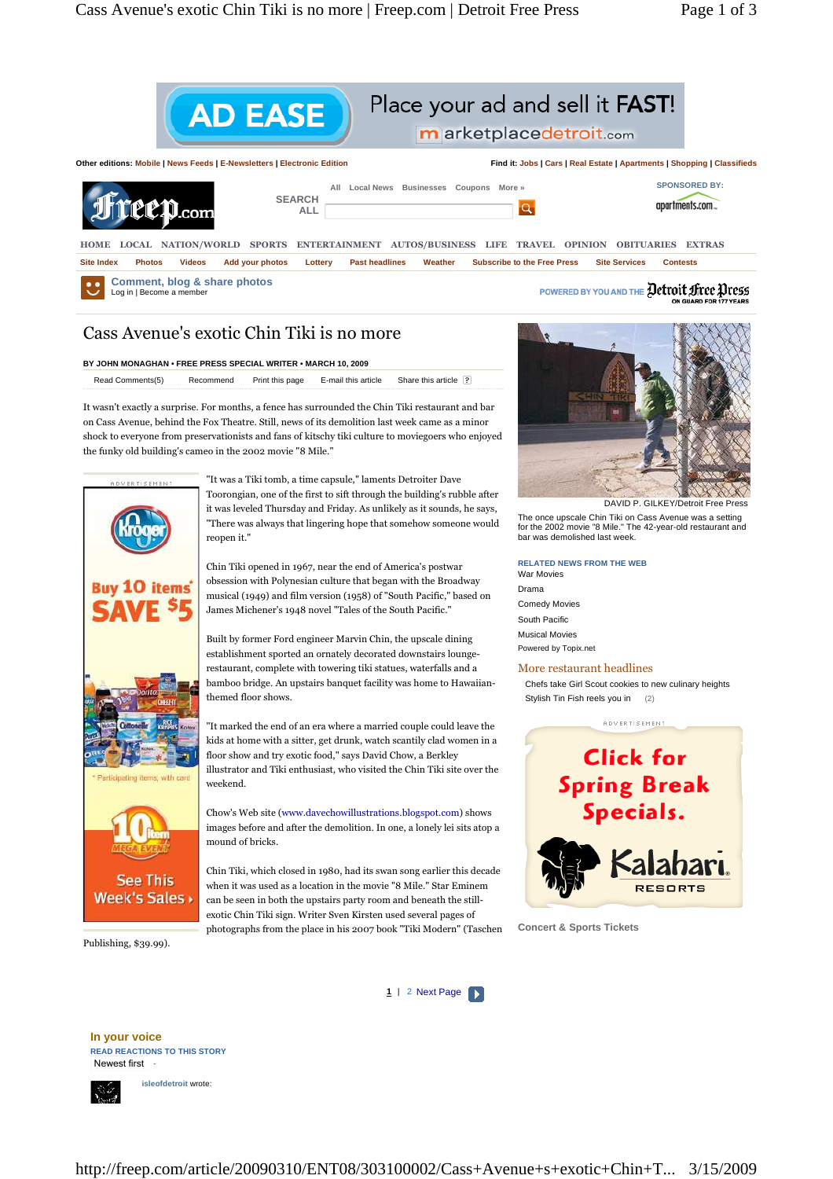# Cass Avenue's exotic Chin Tiki is no more

BY JOHN MONAGHAN • FREE PRESS SPECIAL WRITER • MARCH 10, 2009

It wasn't exactly a surprise. For months, a fence has surrounded the Chin Tiki restaurant and bar on Cass Avenue, behind the Fox Theatre. Still, news of its demolition last week came as a minor shock to everyone from preservationists and fans of kitschy tiki culture to moviegoers who enjoyed the funky old building's cameo in the 2002 movie "8 Mile."

"It was a Tiki tomb, a time capsule," laments Detroiter Dave Toorongian, one of the first to sift through the building's rubble after it was leveled Thursday and Friday. As unlikely as it sounds, he says, "There was always that lingering hope that somehow someone would reopen it."

Chin Tiki opened in 1967, near the end of America's postwar obsession with Polynesian culture that began with the Broadway musical (1949) and film version (1958) of "South Pacific," based on James Michener's 1948 novel "Tales of the South Pacific."

Built by former Ford engineer Marvin Chin, the upscale dining establishment sported an ornately decorated downstairs lounge-restaurant, complete with towering tiki statues, waterfalls and a bamboo bridge. An upstairs banquet facility was home to Hawaiian-themed floor shows.

"It marked the end of an era where a married couple could leave the kids at home with a sitter, get drunk, watch scantily clad women in a floor show and try exotic food," says David Chow, a Berkley illustrator and Tiki enthusiast, who visited the Chin Tiki site over the weekend.

Chow's Web site (www.davechowillustrations.blogspot.com) shows images before and after the demolition. In one, a lonely lei sits atop a mound of bricks.

Chin Tiki, which closed in 1980, had its swan song earlier this decade when it was used as a location in the movie "8 Mile." Star Eminem can be seen in both the upstairs party room and beneath the still-exotic Chin Tiki sign. Writer Sven Kirsten used several pages of photographs from the place in his 2007 book "Tiki Modern" (Taschen Publishing, $39.99).

DAVID P. GILKEY/Detroit Free Press

The once upscale Chin Tiki on Cass Avenue was a setting for the 2002 movie "8 Mile." The 42-year-old restaurant and bar was demolished last week.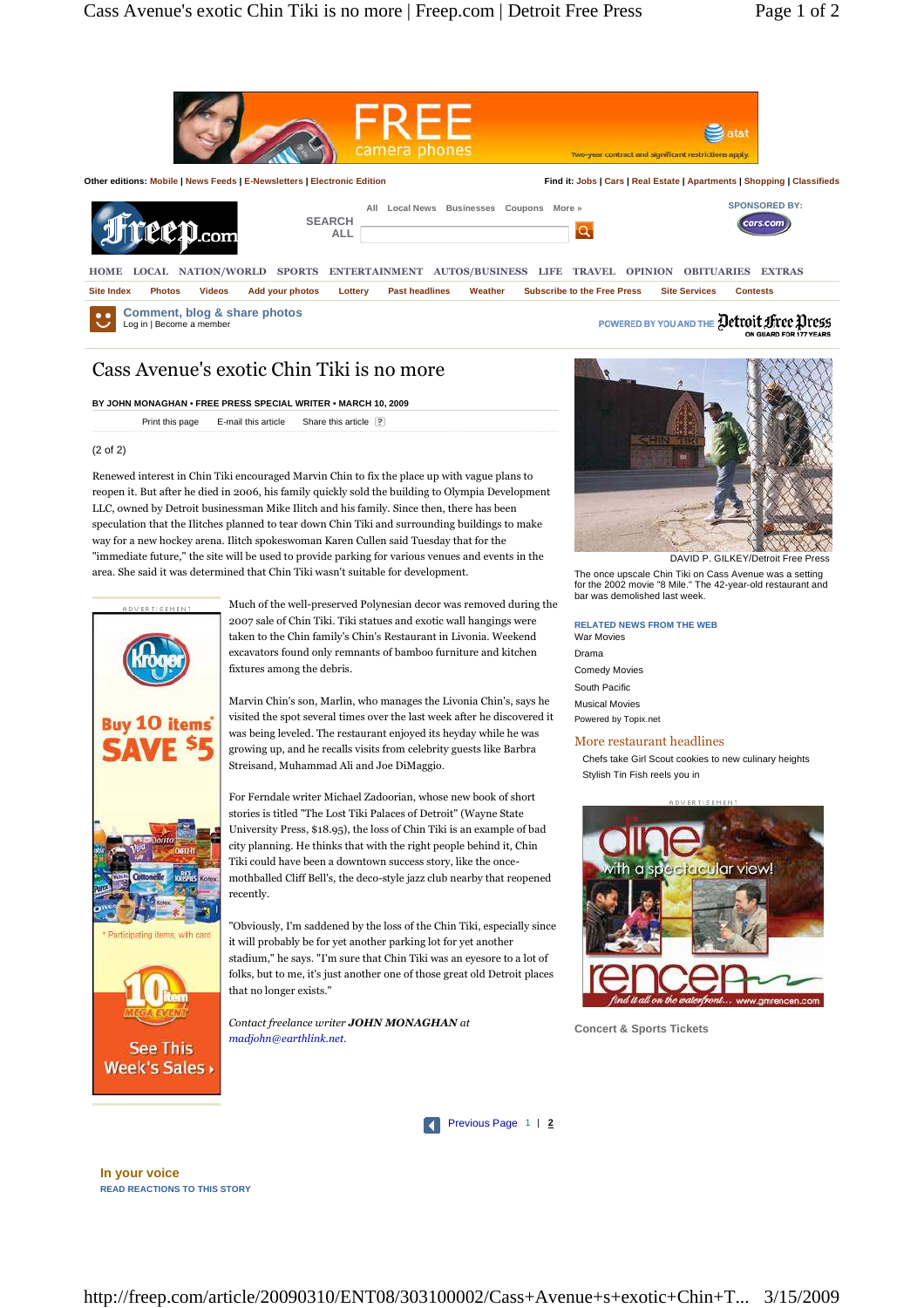# Cass Avenue's exotic Chin Tiki is no more

BY JOHN MONAGHAN • FREE PRESS SPECIAL WRITER • MARCH 10, 2009

(2 of 2)

Renewed interest in Chin Tiki encouraged Marvin Chin to fix the place up with vague plans to reopen it. But after he died in 2006, his family quickly sold the building to Olympia Development LLC, owned by Detroit businessman Mike Ilitch and his family. Since then, there has been speculation that the Ilitches planned to tear down Chin Tiki and surrounding buildings to make way for a new hockey arena. Ilitch spokeswoman Karen Cullen said Tuesday that for the "immediate future," the site will be used to provide parking for various venues and events in the area. She said it was determined that Chin Tiki wasn't suitable for development.

Much of the well-preserved Polynesian decor was removed during the 2007 sale of Chin Tiki. Tiki statues and exotic wall hangings were taken to the Chin family's Chin's Restaurant in Livonia. Weekend excavators found only remnants of bamboo furniture and kitchen fixtures among the debris.

Marvin Chin's son, Marlin, who manages the Livonia Chin's, says he visited the spot several times over the last week after he discovered it was being leveled. The restaurant enjoyed its heyday while he was growing up, and he recalls visits from celebrity guests like Barbra Streisand, Muhammad Ali and Joe DiMaggio.

For Ferndale writer Michael Zadoorian, whose new book of short stories is titled "The Lost Tiki Palaces of Detroit" (Wayne State University Press, $18.95), the loss of Chin Tiki is an example of bad city planning. He thinks that with the right people behind it, Chin Tiki could have been a downtown success story, like the once-mothballed Cliff Bell's, the deco-style jazz club nearby that reopened recently.

"Obviously, I'm saddened by the loss of the Chin Tiki, especially since it will probably be for yet another parking lot for yet another stadium," he says. "I'm sure that Chin Tiki was an eyesore to a lot of folks, but to me, it's just another one of those great old Detroit places that no longer exists."

*Contact freelance writer* ***JOHN MONAGHAN*** *at madjohn@earthlink.net.*

DAVID P. GILKEY/Detroit Free Press

The once upscale Chin Tiki on Cass Avenue was a setting for the 2002 movie "8 Mile." The 42-year-old restaurant and bar was demolished last week.